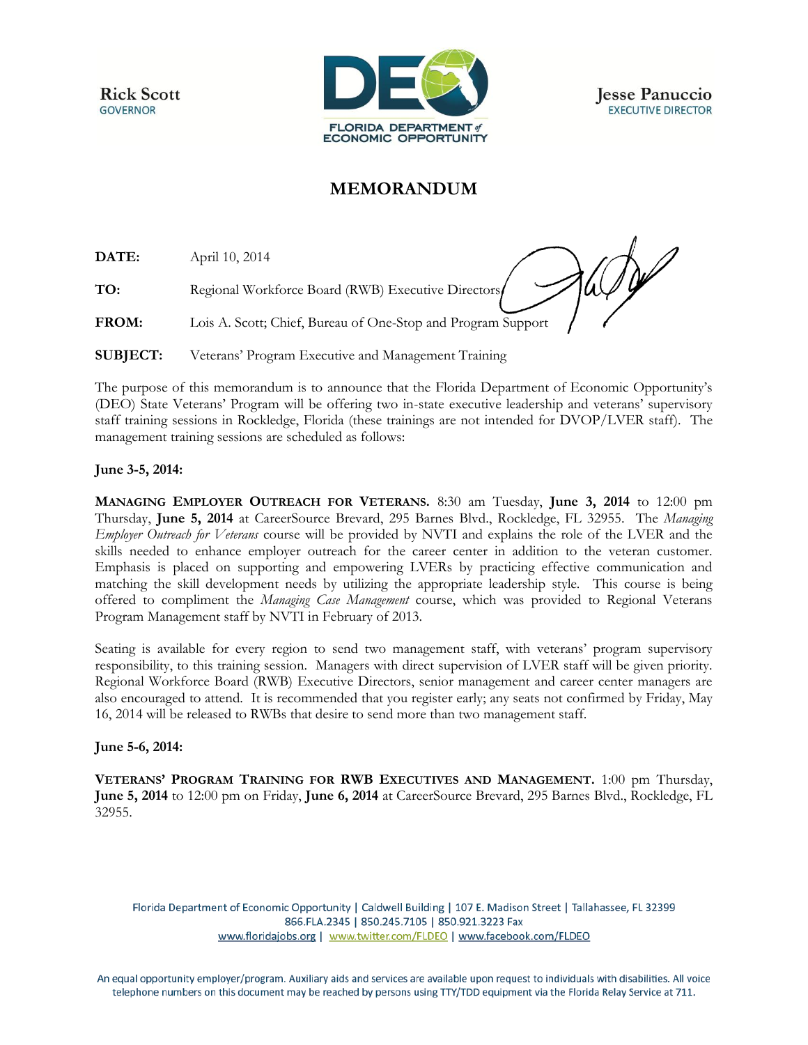Rick Scott
GOVERNOR

FLORIDA DEPARTMENT of ECONOMIC OPPORTUNITY

Jesse Panuccio
EXECUTIVE DIRECTOR

# MEMORANDUM

**DATE:** April 10, 2014

**TO:** Regional Workforce Board (RWB) Executive Directors

**FROM:** Lois A. Scott; Chief, Bureau of One-Stop and Program Support

**SUBJECT:** Veterans' Program Executive and Management Training

The purpose of this memorandum is to announce that the Florida Department of Economic Opportunity's (DEO) State Veterans' Program will be offering two in-state executive leadership and veterans' supervisory staff training sessions in Rockledge, Florida (these trainings are not intended for DVOP/LVER staff). The management training sessions are scheduled as follows:

**June 3-5, 2014:**

**MANAGING EMPLOYER OUTREACH FOR VETERANS.** 8:30 am Tuesday, **June 3, 2014** to 12:00 pm Thursday, **June 5, 2014** at CareerSource Brevard, 295 Barnes Blvd., Rockledge, FL 32955. The *Managing Employer Outreach for Veterans* course will be provided by NVTI and explains the role of the LVER and the skills needed to enhance employer outreach for the career center in addition to the veteran customer. Emphasis is placed on supporting and empowering LVERs by practicing effective communication and matching the skill development needs by utilizing the appropriate leadership style. This course is being offered to compliment the *Managing Case Management* course, which was provided to Regional Veterans Program Management staff by NVTI in February of 2013.

Seating is available for every region to send two management staff, with veterans' program supervisory responsibility, to this training session. Managers with direct supervision of LVER staff will be given priority. Regional Workforce Board (RWB) Executive Directors, senior management and career center managers are also encouraged to attend. It is recommended that you register early; any seats not confirmed by Friday, May 16, 2014 will be released to RWBs that desire to send more than two management staff.

**June 5-6, 2014:**

**VETERANS' PROGRAM TRAINING FOR RWB EXECUTIVES AND MANAGEMENT.** 1:00 pm Thursday, **June 5, 2014** to 12:00 pm on Friday, **June 6, 2014** at CareerSource Brevard, 295 Barnes Blvd., Rockledge, FL 32955.

Florida Department of Economic Opportunity | Caldwell Building | 107 E. Madison Street | Tallahassee, FL 32399
866.FLA.2345 | 850.245.7105 | 850.921.3223 Fax
www.floridajobs.org | www.twitter.com/FLDEO | www.facebook.com/FLDEO

An equal opportunity employer/program. Auxiliary aids and services are available upon request to individuals with disabilities. All voice telephone numbers on this document may be reached by persons using TTY/TDD equipment via the Florida Relay Service at 711.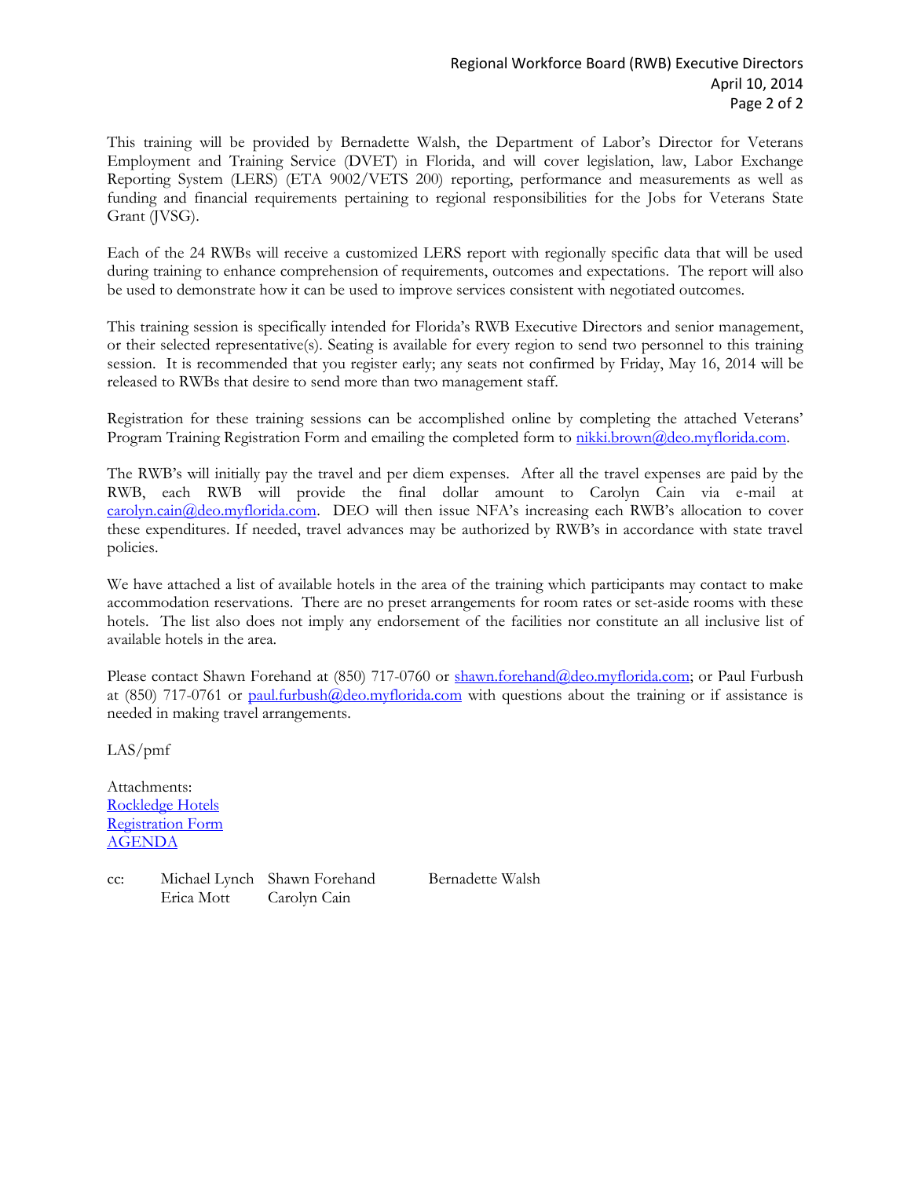This training will be provided by Bernadette Walsh, the Department of Labor's Director for Veterans Employment and Training Service (DVET) in Florida, and will cover legislation, law, Labor Exchange Reporting System (LERS) (ETA 9002/VETS 200) reporting, performance and measurements as well as funding and financial requirements pertaining to regional responsibilities for the Jobs for Veterans State Grant (JVSG).

Each of the 24 RWBs will receive a customized LERS report with regionally specific data that will be used during training to enhance comprehension of requirements, outcomes and expectations. The report will also be used to demonstrate how it can be used to improve services consistent with negotiated outcomes.

This training session is specifically intended for Florida's RWB Executive Directors and senior management, or their selected representative(s). Seating is available for every region to send two personnel to this training session. It is recommended that you register early; any seats not confirmed by Friday, May 16, 2014 will be released to RWBs that desire to send more than two management staff.

Registration for these training sessions can be accomplished online by completing the attached Veterans' Program Training Registration Form and emailing the completed form to nikki.brown@deo.myflorida.com.

The RWB's will initially pay the travel and per diem expenses. After all the travel expenses are paid by the RWB, each RWB will provide the final dollar amount to Carolyn Cain via e-mail at carolyn.cain@deo.myflorida.com. DEO will then issue NFA's increasing each RWB's allocation to cover these expenditures. If needed, travel advances may be authorized by RWB's in accordance with state travel policies.

We have attached a list of available hotels in the area of the training which participants may contact to make accommodation reservations. There are no preset arrangements for room rates or set-aside rooms with these hotels. The list also does not imply any endorsement of the facilities nor constitute an all inclusive list of available hotels in the area.

Please contact Shawn Forehand at (850) 717-0760 or shawn.forehand@deo.myflorida.com; or Paul Furbush at (850) 717-0761 or paul.furbush@deo.myflorida.com with questions about the training or if assistance is needed in making travel arrangements.

LAS/pmf

Attachments:
Rockledge Hotels
Registration Form
AGENDA

cc: Michael Lynch, Shawn Forehand, Bernadette Walsh, Erica Mott, Carolyn Cain